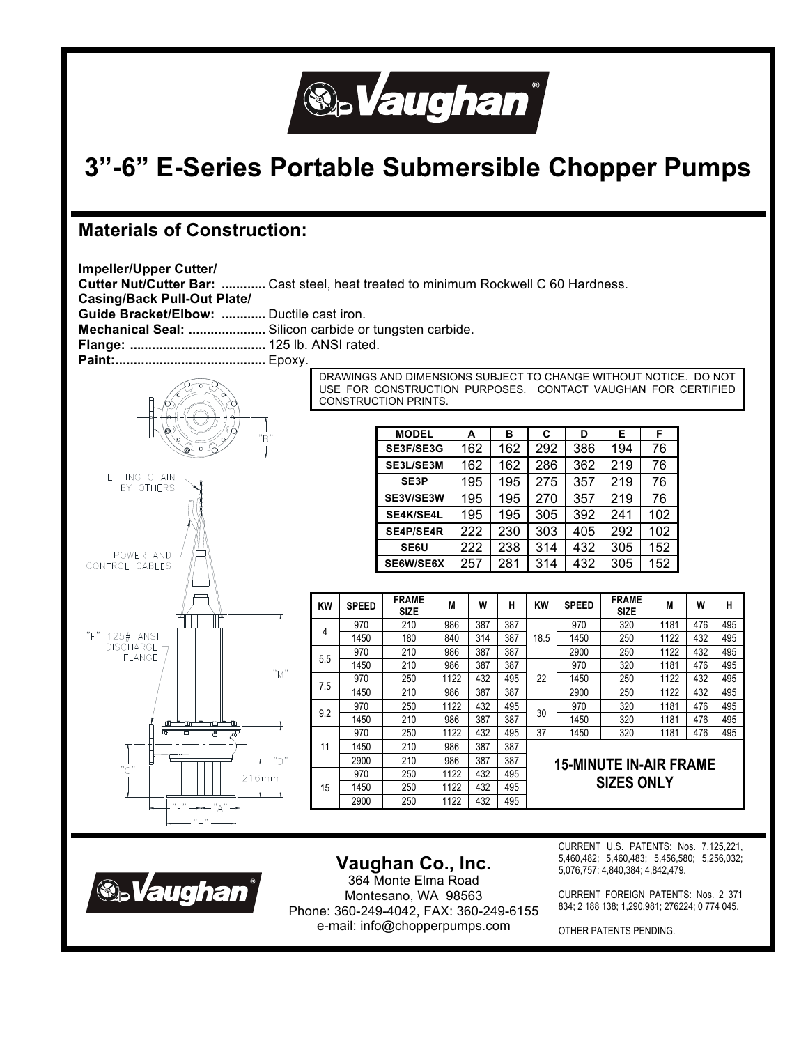# 3"-6" E-Series Portable Submersible Chopper Pumps

## Materials of Construction:

**Impeller/Upper Cutter/**
**Cutter Nut/Cutter Bar: ............** Cast steel, heat treated to minimum Rockwell C 60 Hardness.
**Casing/Back Pull-Out Plate/**
**Guide Bracket/Elbow: ............** Ductile cast iron.
**Mechanical Seal: .....................** Silicon carbide or tungsten carbide.
**Flange: .....................................** 125 lb. ANSI rated.
**Paint:.........................................** Epoxy.

DRAWINGS AND DIMENSIONS SUBJECT TO CHANGE WITHOUT NOTICE. DO NOT USE FOR CONSTRUCTION PURPOSES. CONTACT VAUGHAN FOR CERTIFIED CONSTRUCTION PRINTS.

LIFTING CHAIN BY OTHERS

POWER AND CONTROL CABLES

"F" 125# ANSI DISCHARGE FLANGE

"B" "M" "D" "C" 216mm "E" "A" "H"

| MODEL | A | B | C | D | E | F |
|---|---|---|---|---|---|---|
| SE3F/SE3G | 162 | 162 | 292 | 386 | 194 | 76 |
| SE3L/SE3M | 162 | 162 | 286 | 362 | 219 | 76 |
| SE3P | 195 | 195 | 275 | 357 | 219 | 76 |
| SE3V/SE3W | 195 | 195 | 270 | 357 | 219 | 76 |
| SE4K/SE4L | 195 | 195 | 305 | 392 | 241 | 102 |
| SE4P/SE4R | 222 | 230 | 303 | 405 | 292 | 102 |
| SE6U | 222 | 238 | 314 | 432 | 305 | 152 |
| SE6W/SE6X | 257 | 281 | 314 | 432 | 305 | 152 |

| KW | SPEED | FRAME SIZE | M | W | H | KW | SPEED | FRAME SIZE | M | W | H |
|---|---|---|---|---|---|---|---|---|---|---|---|
| 4 | 970 | 210 | 986 | 387 | 387 | 18.5 | 970 | 320 | 1181 | 476 | 495 |
| | 1450 | 180 | 840 | 314 | 387 | | 1450 | 250 | 1122 | 432 | 495 |
| 5.5 | 970 | 210 | 986 | 387 | 387 | | 2900 | 250 | 1122 | 432 | 495 |
| | 1450 | 210 | 986 | 387 | 387 | 22 | 970 | 320 | 1181 | 476 | 495 |
| 7.5 | 970 | 250 | 1122 | 432 | 495 | | 1450 | 250 | 1122 | 432 | 495 |
| | 1450 | 210 | 986 | 387 | 387 | | 2900 | 250 | 1122 | 432 | 495 |
| 9.2 | 970 | 250 | 1122 | 432 | 495 | 30 | 970 | 320 | 1181 | 476 | 495 |
| | 1450 | 210 | 986 | 387 | 387 | | 1450 | 320 | 1181 | 476 | 495 |
| 11 | 970 | 250 | 1122 | 432 | 495 | 37 | 1450 | 320 | 1181 | 476 | 495 |
| | 1450 | 210 | 986 | 387 | 387 | | | | | | |
| | 2900 | 210 | 986 | 387 | 387 | | | | | | |
| 15 | 970 | 250 | 1122 | 432 | 495 | | | | | | |
| | 1450 | 250 | 1122 | 432 | 495 | | | | | | |
| | 2900 | 250 | 1122 | 432 | 495 | | | | | | |

**15-MINUTE IN-AIR FRAME SIZES ONLY**

**Vaughan Co., Inc.**
364 Monte Elma Road
Montesano, WA 98563
Phone: 360-249-4042, FAX: 360-249-6155
e-mail: info@chopperpumps.com

CURRENT U.S. PATENTS: Nos. 7,125,221, 5,460,482; 5,460,483; 5,456,580; 5,256,032; 5,076,757: 4,840,384; 4,842,479.

CURRENT FOREIGN PATENTS: Nos. 2 371 834; 2 188 138; 1,290,981; 276224; 0 774 045.

OTHER PATENTS PENDING.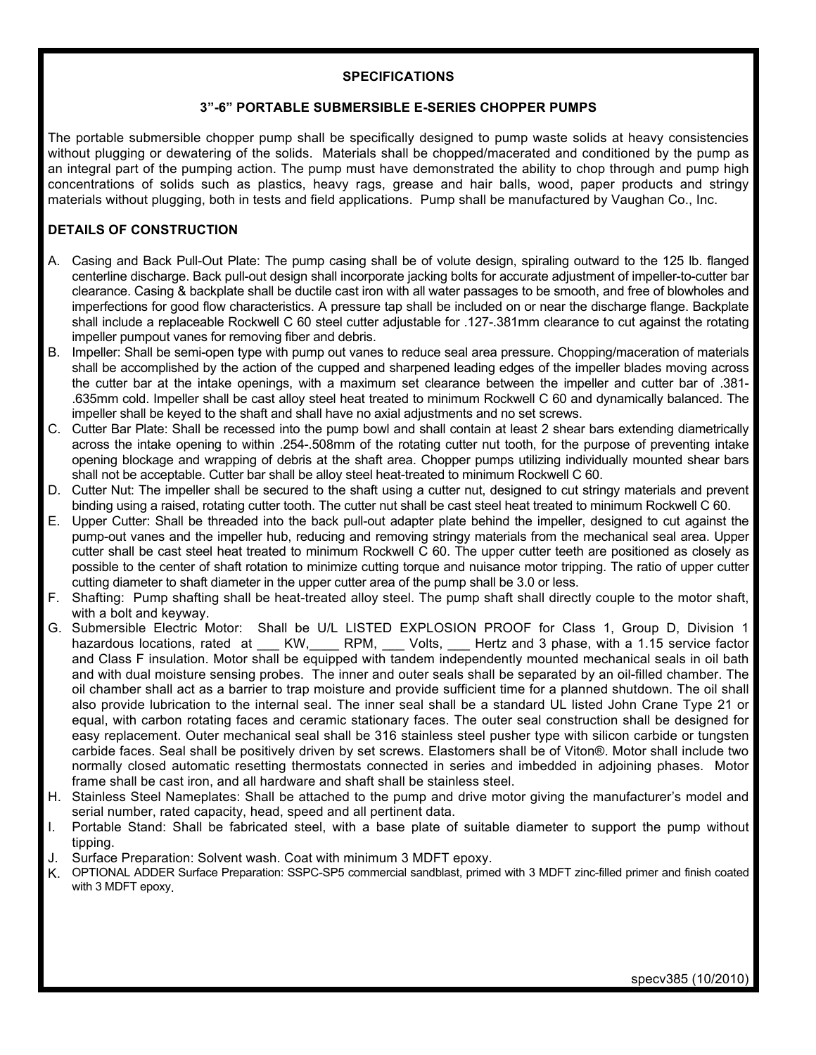**SPECIFICATIONS**

**3"-6" PORTABLE SUBMERSIBLE E-SERIES CHOPPER PUMPS**

The portable submersible chopper pump shall be specifically designed to pump waste solids at heavy consistencies without plugging or dewatering of the solids. Materials shall be chopped/macerated and conditioned by the pump as an integral part of the pumping action. The pump must have demonstrated the ability to chop through and pump high concentrations of solids such as plastics, heavy rags, grease and hair balls, wood, paper products and stringy materials without plugging, both in tests and field applications. Pump shall be manufactured by Vaughan Co., Inc.

**DETAILS OF CONSTRUCTION**

A. Casing and Back Pull-Out Plate: The pump casing shall be of volute design, spiraling outward to the 125 lb. flanged centerline discharge. Back pull-out design shall incorporate jacking bolts for accurate adjustment of impeller-to-cutter bar clearance. Casing & backplate shall be ductile cast iron with all water passages to be smooth, and free of blowholes and imperfections for good flow characteristics. A pressure tap shall be included on or near the discharge flange. Backplate shall include a replaceable Rockwell C 60 steel cutter adjustable for .127-.381mm clearance to cut against the rotating impeller pumpout vanes for removing fiber and debris.

B. Impeller: Shall be semi-open type with pump out vanes to reduce seal area pressure. Chopping/maceration of materials shall be accomplished by the action of the cupped and sharpened leading edges of the impeller blades moving across the cutter bar at the intake openings, with a maximum set clearance between the impeller and cutter bar of .381-.635mm cold. Impeller shall be cast alloy steel heat treated to minimum Rockwell C 60 and dynamically balanced. The impeller shall be keyed to the shaft and shall have no axial adjustments and no set screws.

C. Cutter Bar Plate: Shall be recessed into the pump bowl and shall contain at least 2 shear bars extending diametrically across the intake opening to within .254-.508mm of the rotating cutter nut tooth, for the purpose of preventing intake opening blockage and wrapping of debris at the shaft area. Chopper pumps utilizing individually mounted shear bars shall not be acceptable. Cutter bar shall be alloy steel heat-treated to minimum Rockwell C 60.

D. Cutter Nut: The impeller shall be secured to the shaft using a cutter nut, designed to cut stringy materials and prevent binding using a raised, rotating cutter tooth. The cutter nut shall be cast steel heat treated to minimum Rockwell C 60.

E. Upper Cutter: Shall be threaded into the back pull-out adapter plate behind the impeller, designed to cut against the pump-out vanes and the impeller hub, reducing and removing stringy materials from the mechanical seal area. Upper cutter shall be cast steel heat treated to minimum Rockwell C 60. The upper cutter teeth are positioned as closely as possible to the center of shaft rotation to minimize cutting torque and nuisance motor tripping. The ratio of upper cutter cutting diameter to shaft diameter in the upper cutter area of the pump shall be 3.0 or less.

F. Shafting: Pump shafting shall be heat-treated alloy steel. The pump shaft shall directly couple to the motor shaft, with a bolt and keyway.

G. Submersible Electric Motor: Shall be U/L LISTED EXPLOSION PROOF for Class 1, Group D, Division 1 hazardous locations, rated at ___ KW,____ RPM, ___ Volts, ___ Hertz and 3 phase, with a 1.15 service factor and Class F insulation. Motor shall be equipped with tandem independently mounted mechanical seals in oil bath and with dual moisture sensing probes. The inner and outer seals shall be separated by an oil-filled chamber. The oil chamber shall act as a barrier to trap moisture and provide sufficient time for a planned shutdown. The oil shall also provide lubrication to the internal seal. The inner seal shall be a standard UL listed John Crane Type 21 or equal, with carbon rotating faces and ceramic stationary faces. The outer seal construction shall be designed for easy replacement. Outer mechanical seal shall be 316 stainless steel pusher type with silicon carbide or tungsten carbide faces. Seal shall be positively driven by set screws. Elastomers shall be of Viton®. Motor shall include two normally closed automatic resetting thermostats connected in series and imbedded in adjoining phases. Motor frame shall be cast iron, and all hardware and shaft shall be stainless steel.

H. Stainless Steel Nameplates: Shall be attached to the pump and drive motor giving the manufacturer's model and serial number, rated capacity, head, speed and all pertinent data.

I. Portable Stand: Shall be fabricated steel, with a base plate of suitable diameter to support the pump without tipping.

J. Surface Preparation: Solvent wash. Coat with minimum 3 MDFT epoxy.

K. OPTIONAL ADDER Surface Preparation: SSPC-SP5 commercial sandblast, primed with 3 MDFT zinc-filled primer and finish coated with 3 MDFT epoxy.

specv385 (10/2010)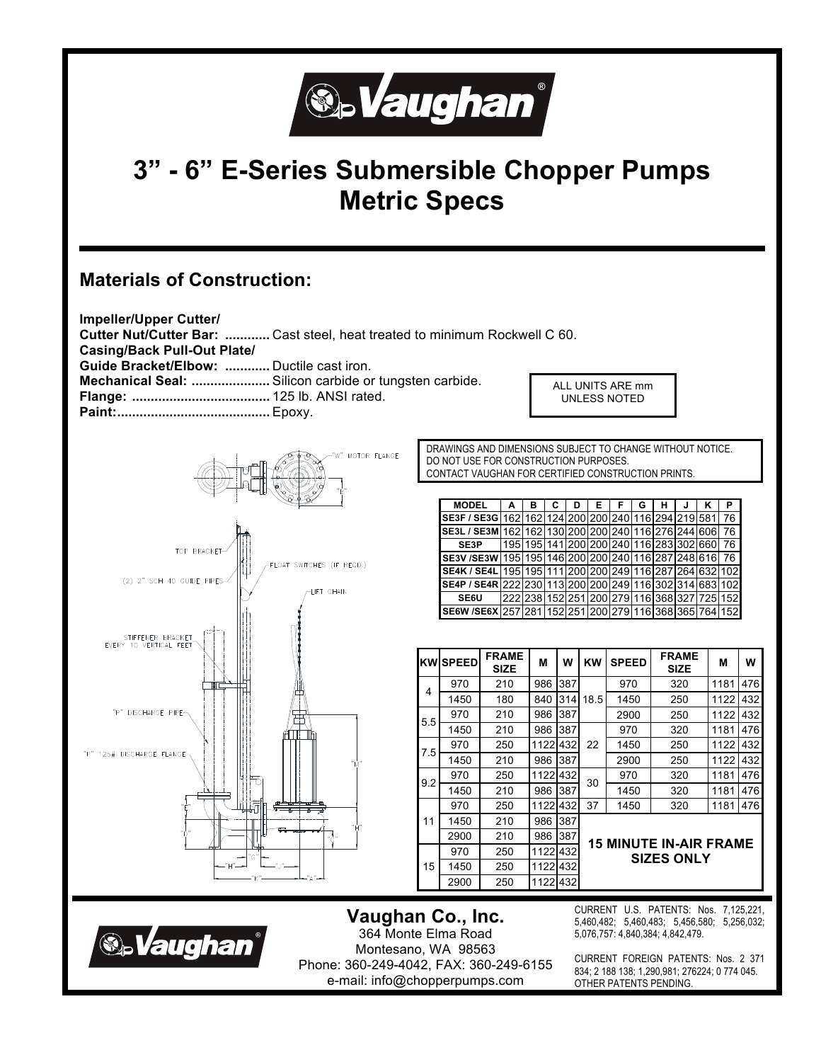# 3" - 6" E-Series Submersible Chopper Pumps Metric Specs

## Materials of Construction:

**Impeller/Upper Cutter/ Cutter Nut/Cutter Bar:** ............ Cast steel, heat treated to minimum Rockwell C 60.
**Casing/Back Pull-Out Plate/ Guide Bracket/Elbow:** ............ Ductile cast iron.
**Mechanical Seal:** ..................... Silicon carbide or tungsten carbide.
**Flange:** ..................................... 125 lb. ANSI rated.
**Paint:**......................................... Epoxy.

ALL UNITS ARE mm UNLESS NOTED

"W" MOTOR FLANGE

TOP BRACKET

FLOAT SWITCHES (IF REQD.)

(2) 2" SCH 40 GUIDE PIPES

LIFT CHAIN

STIFFENER BRACKET EVERY 10 VERTICAL FEET

"P" DISCHARGE PIPE

"P" 125# DISCHARGE FLANGE

DRAWINGS AND DIMENSIONS SUBJECT TO CHANGE WITHOUT NOTICE.
DO NOT USE FOR CONSTRUCTION PURPOSES.
CONTACT VAUGHAN FOR CERTIFIED CONSTRUCTION PRINTS.

| MODEL | A | B | C | D | E | F | G | H | J | K | P |
|---|---|---|---|---|---|---|---|---|---|---|---|
| SE3F / SE3G | 162 | 162 | 124 | 200 | 200 | 240 | 116 | 294 | 219 | 581 | 76 |
| SE3L / SE3M | 162 | 162 | 130 | 200 | 200 | 240 | 116 | 276 | 244 | 606 | 76 |
| SE3P | 195 | 195 | 141 | 200 | 200 | 240 | 116 | 283 | 302 | 660 | 76 |
| SE3V /SE3W | 195 | 195 | 146 | 200 | 200 | 240 | 116 | 287 | 248 | 616 | 76 |
| SE4K / SE4L | 195 | 195 | 111 | 200 | 200 | 249 | 116 | 287 | 264 | 632 | 102 |
| SE4P / SE4R | 222 | 230 | 113 | 200 | 200 | 249 | 116 | 302 | 314 | 683 | 102 |
| SE6U | 222 | 238 | 152 | 251 | 200 | 279 | 116 | 368 | 327 | 725 | 152 |
| SE6W /SE6X | 257 | 281 | 152 | 251 | 200 | 279 | 116 | 368 | 365 | 764 | 152 |

| KW | SPEED | FRAME SIZE | M | W | KW | SPEED | FRAME SIZE | M | W |
|---|---|---|---|---|---|---|---|---|---|
| 4 | 970 | 210 | 986 | 387 | 18.5 | 970 | 320 | 1181 | 476 |
| | 1450 | 180 | 840 | 314 | | 1450 | 250 | 1122 | 432 |
| 5.5 | 970 | 210 | 986 | 387 | | 2900 | 250 | 1122 | 432 |
| | 1450 | 210 | 986 | 387 | 22 | 970 | 320 | 1181 | 476 |
| 7.5 | 970 | 250 | 1122 | 432 | | 1450 | 250 | 1122 | 432 |
| | 1450 | 210 | 986 | 387 | | 2900 | 250 | 1122 | 432 |
| 9.2 | 970 | 250 | 1122 | 432 | 30 | 970 | 320 | 1181 | 476 |
| | 1450 | 210 | 986 | 387 | | 1450 | 320 | 1181 | 476 |
| 11 | 970 | 250 | 1122 | 432 | 37 | 1450 | 320 | 1181 | 476 |
| | 1450 | 210 | 986 | 387 | | | | | |
| | 2900 | 210 | 986 | 387 | | | | | |
| 15 | 970 | 250 | 1122 | 432 | | | | | |
| | 1450 | 250 | 1122 | 432 | | | | | |
| | 2900 | 250 | 1122 | 432 | | | | | |

**15 MINUTE IN-AIR FRAME SIZES ONLY**

**Vaughan Co., Inc.**
364 Monte Elma Road
Montesano, WA 98563
Phone: 360-249-4042, FAX: 360-249-6155
e-mail: info@chopperpumps.com

CURRENT U.S. PATENTS: Nos. 7,125,221, 5,460,482; 5,460,483; 5,456,580; 5,256,032; 5,076,757: 4,840,384; 4,842,479.

CURRENT FOREIGN PATENTS: Nos. 2 371 834; 2 188 138; 1,290,981; 276224; 0 774 045. OTHER PATENTS PENDING.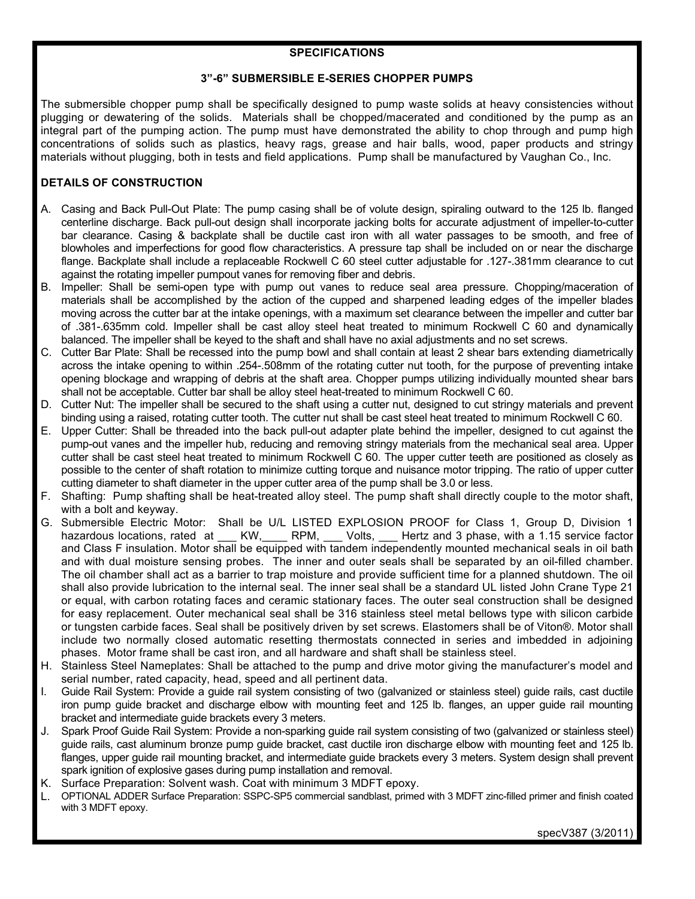## SPECIFICATIONS

### 3"-6" SUBMERSIBLE E-SERIES CHOPPER PUMPS

The submersible chopper pump shall be specifically designed to pump waste solids at heavy consistencies without plugging or dewatering of the solids. Materials shall be chopped/macerated and conditioned by the pump as an integral part of the pumping action. The pump must have demonstrated the ability to chop through and pump high concentrations of solids such as plastics, heavy rags, grease and hair balls, wood, paper products and stringy materials without plugging, both in tests and field applications. Pump shall be manufactured by Vaughan Co., Inc.

**DETAILS OF CONSTRUCTION**

A. Casing and Back Pull-Out Plate: The pump casing shall be of volute design, spiraling outward to the 125 lb. flanged centerline discharge. Back pull-out design shall incorporate jacking bolts for accurate adjustment of impeller-to-cutter bar clearance. Casing & backplate shall be ductile cast iron with all water passages to be smooth, and free of blowholes and imperfections for good flow characteristics. A pressure tap shall be included on or near the discharge flange. Backplate shall include a replaceable Rockwell C 60 steel cutter adjustable for .127-.381mm clearance to cut against the rotating impeller pumpout vanes for removing fiber and debris.

B. Impeller: Shall be semi-open type with pump out vanes to reduce seal area pressure. Chopping/maceration of materials shall be accomplished by the action of the cupped and sharpened leading edges of the impeller blades moving across the cutter bar at the intake openings, with a maximum set clearance between the impeller and cutter bar of .381-.635mm cold. Impeller shall be cast alloy steel heat treated to minimum Rockwell C 60 and dynamically balanced. The impeller shall be keyed to the shaft and shall have no axial adjustments and no set screws.

C. Cutter Bar Plate: Shall be recessed into the pump bowl and shall contain at least 2 shear bars extending diametrically across the intake opening to within .254-.508mm of the rotating cutter nut tooth, for the purpose of preventing intake opening blockage and wrapping of debris at the shaft area. Chopper pumps utilizing individually mounted shear bars shall not be acceptable. Cutter bar shall be alloy steel heat-treated to minimum Rockwell C 60.

D. Cutter Nut: The impeller shall be secured to the shaft using a cutter nut, designed to cut stringy materials and prevent binding using a raised, rotating cutter tooth. The cutter nut shall be cast steel heat treated to minimum Rockwell C 60.

E. Upper Cutter: Shall be threaded into the back pull-out adapter plate behind the impeller, designed to cut against the pump-out vanes and the impeller hub, reducing and removing stringy materials from the mechanical seal area. Upper cutter shall be cast steel heat treated to minimum Rockwell C 60. The upper cutter teeth are positioned as closely as possible to the center of shaft rotation to minimize cutting torque and nuisance motor tripping. The ratio of upper cutter cutting diameter to shaft diameter in the upper cutter area of the pump shall be 3.0 or less.

F. Shafting: Pump shafting shall be heat-treated alloy steel. The pump shaft shall directly couple to the motor shaft, with a bolt and keyway.

G. Submersible Electric Motor: Shall be U/L LISTED EXPLOSION PROOF for Class 1, Group D, Division 1 hazardous locations, rated at ___ KW,____ RPM, ___ Volts, ___ Hertz and 3 phase, with a 1.15 service factor and Class F insulation. Motor shall be equipped with tandem independently mounted mechanical seals in oil bath and with dual moisture sensing probes. The inner and outer seals shall be separated by an oil-filled chamber. The oil chamber shall act as a barrier to trap moisture and provide sufficient time for a planned shutdown. The oil shall also provide lubrication to the internal seal. The inner seal shall be a standard UL listed John Crane Type 21 or equal, with carbon rotating faces and ceramic stationary faces. The outer seal construction shall be designed for easy replacement. Outer mechanical seal shall be 316 stainless steel metal bellows type with silicon carbide or tungsten carbide faces. Seal shall be positively driven by set screws. Elastomers shall be of Viton®. Motor shall include two normally closed automatic resetting thermostats connected in series and imbedded in adjoining phases. Motor frame shall be cast iron, and all hardware and shaft shall be stainless steel.

H. Stainless Steel Nameplates: Shall be attached to the pump and drive motor giving the manufacturer's model and serial number, rated capacity, head, speed and all pertinent data.

I. Guide Rail System: Provide a guide rail system consisting of two (galvanized or stainless steel) guide rails, cast ductile iron pump guide bracket and discharge elbow with mounting feet and 125 lb. flanges, an upper guide rail mounting bracket and intermediate guide brackets every 3 meters.

J. Spark Proof Guide Rail System: Provide a non-sparking guide rail system consisting of two (galvanized or stainless steel) guide rails, cast aluminum bronze pump guide bracket, cast ductile iron discharge elbow with mounting feet and 125 lb. flanges, upper guide rail mounting bracket, and intermediate guide brackets every 3 meters. System design shall prevent spark ignition of explosive gases during pump installation and removal.

K. Surface Preparation: Solvent wash. Coat with minimum 3 MDFT epoxy.

L. OPTIONAL ADDER Surface Preparation: SSPC-SP5 commercial sandblast, primed with 3 MDFT zinc-filled primer and finish coated with 3 MDFT epoxy.

specV387 (3/2011)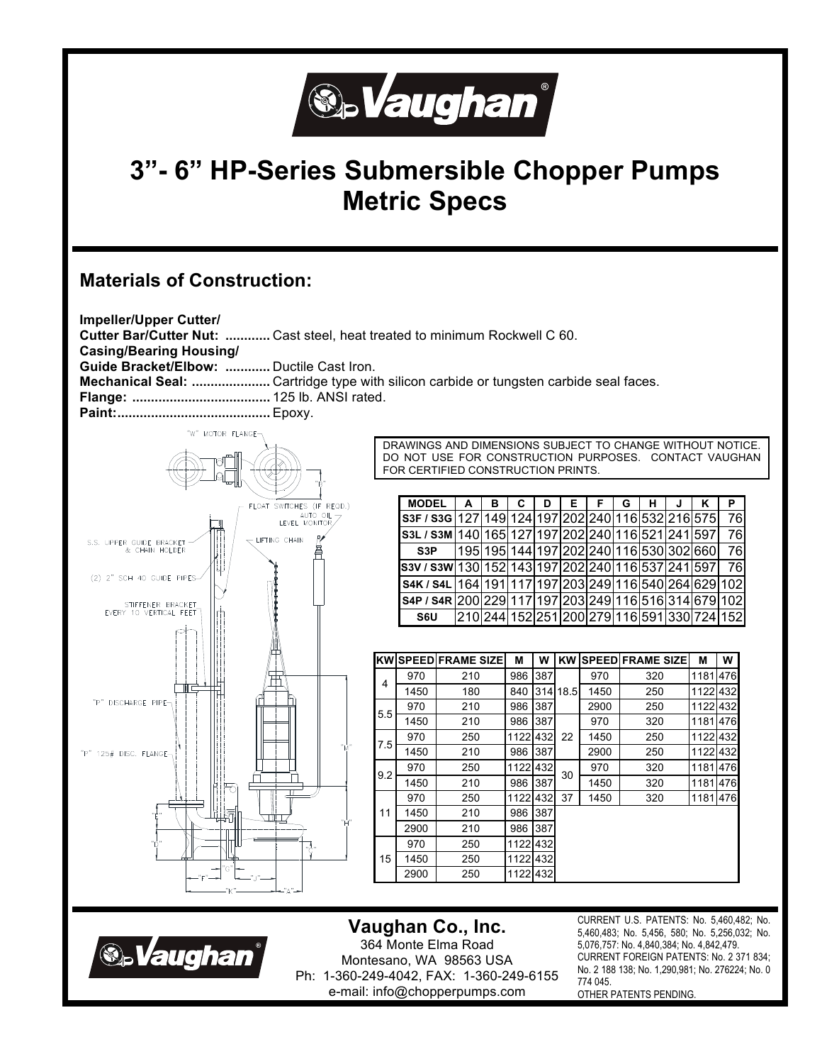# 3"- 6" HP-Series Submersible Chopper Pumps Metric Specs

## Materials of Construction:

**Impeller/Upper Cutter/**
**Cutter Bar/Cutter Nut:** ............ Cast steel, heat treated to minimum Rockwell C 60.
**Casing/Bearing Housing/**
**Guide Bracket/Elbow:** ............ Ductile Cast Iron.
**Mechanical Seal:** ..................... Cartridge type with silicon carbide or tungsten carbide seal faces.
**Flange:** .................................... 125 lb. ANSI rated.
**Paint:**......................................... Epoxy.

"W" MOTOR FLANGE
FLOAT SWITCHES (IF REQD.)
AUTO OIL LEVEL MONITOR
S.S. UPPER GUIDE BRACKET & CHAIN HOLDER
LIFTING CHAIN
(2) 2" SCH 40 GUIDE PIPES
STIFFENER BRACKET EVERY 10 VERTICAL FEET
"P" DISCHARGE PIPE
"P" 125# DISC. FLANGE

DRAWINGS AND DIMENSIONS SUBJECT TO CHANGE WITHOUT NOTICE. DO NOT USE FOR CONSTRUCTION PURPOSES. CONTACT VAUGHAN FOR CERTIFIED CONSTRUCTION PRINTS.

| MODEL | A | B | C | D | E | F | G | H | J | K | P |
|---|---|---|---|---|---|---|---|---|---|---|---|
| S3F / S3G | 127 | 149 | 124 | 197 | 202 | 240 | 116 | 532 | 216 | 575 | 76 |
| S3L / S3M | 140 | 165 | 127 | 197 | 202 | 240 | 116 | 521 | 241 | 597 | 76 |
| S3P | 195 | 195 | 144 | 197 | 202 | 240 | 116 | 530 | 302 | 660 | 76 |
| S3V / S3W | 130 | 152 | 143 | 197 | 202 | 240 | 116 | 537 | 241 | 597 | 76 |
| S4K / S4L | 164 | 191 | 117 | 197 | 203 | 249 | 116 | 540 | 264 | 629 | 102 |
| S4P / S4R | 200 | 229 | 117 | 197 | 203 | 249 | 116 | 516 | 314 | 679 | 102 |
| S6U | 210 | 244 | 152 | 251 | 200 | 279 | 116 | 591 | 330 | 724 | 152 |

| KW | SPEED | FRAME SIZE | M | W | KW | SPEED | FRAME SIZE | M | W |
|---|---|---|---|---|---|---|---|---|---|
| 4 | 970 | 210 | 986 | 387 | 18.5 | 970 | 320 | 1181 | 476 |
| | 1450 | 180 | 840 | 314 | | 1450 | 250 | 1122 | 432 |
| 5.5 | 970 | 210 | 986 | 387 | | 2900 | 250 | 1122 | 432 |
| | 1450 | 210 | 986 | 387 | 22 | 970 | 320 | 1181 | 476 |
| 7.5 | 970 | 250 | 1122 | 432 | | 1450 | 250 | 1122 | 432 |
| | 1450 | 210 | 986 | 387 | | 2900 | 250 | 1122 | 432 |
| 9.2 | 970 | 250 | 1122 | 432 | 30 | 970 | 320 | 1181 | 476 |
| | 1450 | 210 | 986 | 387 | | 1450 | 320 | 1181 | 476 |
| 11 | 970 | 250 | 1122 | 432 | 37 | 1450 | 320 | 1181 | 476 |
| | 1450 | 210 | 986 | 387 | | | | | |
| | 2900 | 210 | 986 | 387 | | | | | |
| 15 | 970 | 250 | 1122 | 432 | | | | | |
| | 1450 | 250 | 1122 | 432 | | | | | |
| | 2900 | 250 | 1122 | 432 | | | | | |

**Vaughan Co., Inc.**
364 Monte Elma Road
Montesano, WA 98563 USA
Ph: 1-360-249-4042, FAX: 1-360-249-6155
e-mail: info@chopperpumps.com

CURRENT U.S. PATENTS: No. 5,460,482; No. 5,460,483; No. 5,456, 580; No. 5,256,032; No. 5,076,757: No. 4,840,384; No. 4,842,479.
CURRENT FOREIGN PATENTS: No. 2 371 834; No. 2 188 138; No. 1,290,981; No. 276224; No. 0 774 045.
OTHER PATENTS PENDING.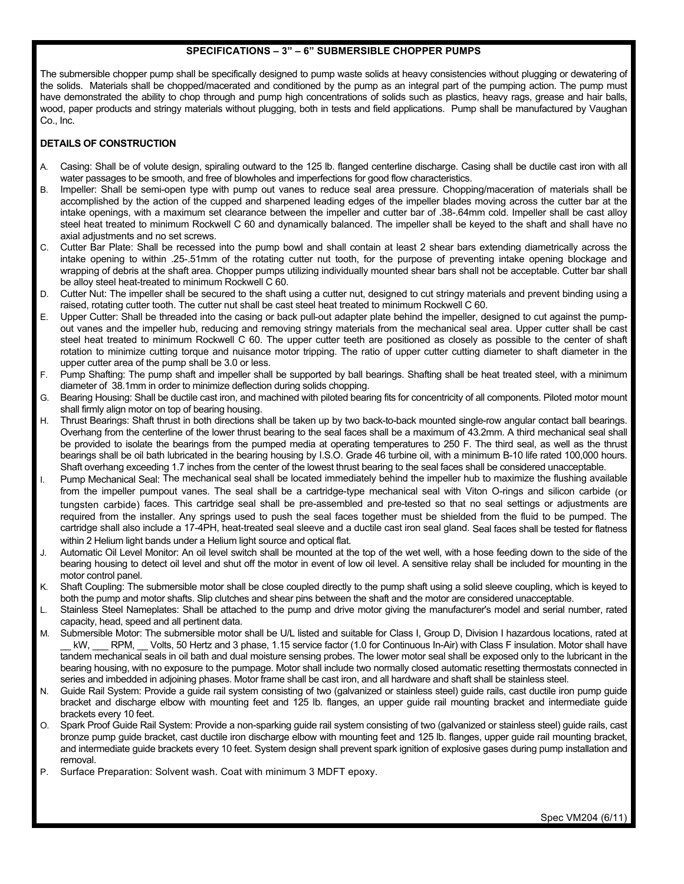## SPECIFICATIONS – 3" – 6" SUBMERSIBLE CHOPPER PUMPS

The submersible chopper pump shall be specifically designed to pump waste solids at heavy consistencies without plugging or dewatering of the solids. Materials shall be chopped/macerated and conditioned by the pump as an integral part of the pumping action. The pump must have demonstrated the ability to chop through and pump high concentrations of solids such as plastics, heavy rags, grease and hair balls, wood, paper products and stringy materials without plugging, both in tests and field applications. Pump shall be manufactured by Vaughan Co., Inc.

**DETAILS OF CONSTRUCTION**

A. Casing: Shall be of volute design, spiraling outward to the 125 lb. flanged centerline discharge. Casing shall be ductile cast iron with all water passages to be smooth, and free of blowholes and imperfections for good flow characteristics.

B. Impeller: Shall be semi-open type with pump out vanes to reduce seal area pressure. Chopping/maceration of materials shall be accomplished by the action of the cupped and sharpened leading edges of the impeller blades moving across the cutter bar at the intake openings, with a maximum set clearance between the impeller and cutter bar of .38-.64mm cold. Impeller shall be cast alloy steel heat treated to minimum Rockwell C 60 and dynamically balanced. The impeller shall be keyed to the shaft and shall have no axial adjustments and no set screws.

C. Cutter Bar Plate: Shall be recessed into the pump bowl and shall contain at least 2 shear bars extending diametrically across the intake opening to within .25-.51mm of the rotating cutter nut tooth, for the purpose of preventing intake opening blockage and wrapping of debris at the shaft area. Chopper pumps utilizing individually mounted shear bars shall not be acceptable. Cutter bar shall be alloy steel heat-treated to minimum Rockwell C 60.

D. Cutter Nut: The impeller shall be secured to the shaft using a cutter nut, designed to cut stringy materials and prevent binding using a raised, rotating cutter tooth. The cutter nut shall be cast steel heat treated to minimum Rockwell C 60.

E. Upper Cutter: Shall be threaded into the casing or back pull-out adapter plate behind the impeller, designed to cut against the pump-out vanes and the impeller hub, reducing and removing stringy materials from the mechanical seal area. Upper cutter shall be cast steel heat treated to minimum Rockwell C 60. The upper cutter teeth are positioned as closely as possible to the center of shaft rotation to minimize cutting torque and nuisance motor tripping. The ratio of upper cutter cutting diameter to shaft diameter in the upper cutter area of the pump shall be 3.0 or less.

F. Pump Shafting: The pump shaft and impeller shall be supported by ball bearings. Shafting shall be heat treated steel, with a minimum diameter of 38.1mm in order to minimize deflection during solids chopping.

G. Bearing Housing: Shall be ductile cast iron, and machined with piloted bearing fits for concentricity of all components. Piloted motor mount shall firmly align motor on top of bearing housing.

H. Thrust Bearings: Shaft thrust in both directions shall be taken up by two back-to-back mounted single-row angular contact ball bearings. Overhang from the centerline of the lower thrust bearing to the seal faces shall be a maximum of 43.2mm. A third mechanical seal shall be provided to isolate the bearings from the pumped media at operating temperatures to 250 F. The third seal, as well as the thrust bearings shall be oil bath lubricated in the bearing housing by I.S.O. Grade 46 turbine oil, with a minimum B-10 life rated 100,000 hours. Shaft overhang exceeding 1.7 inches from the center of the lowest thrust bearing to the seal faces shall be considered unacceptable.

I. Pump Mechanical Seal: The mechanical seal shall be located immediately behind the impeller hub to maximize the flushing available from the impeller pumpout vanes. The seal shall be a cartridge-type mechanical seal with Viton O-rings and silicon carbide (or tungsten carbide) faces. This cartridge seal shall be pre-assembled and pre-tested so that no seal settings or adjustments are required from the installer. Any springs used to push the seal faces together must be shielded from the fluid to be pumped. The cartridge shall also include a 17-4PH, heat-treated seal sleeve and a ductile cast iron seal gland. Seal faces shall be tested for flatness within 2 Helium light bands under a Helium light source and optical flat.

J. Automatic Oil Level Monitor: An oil level switch shall be mounted at the top of the wet well, with a hose feeding down to the side of the bearing housing to detect oil level and shut off the motor in event of low oil level. A sensitive relay shall be included for mounting in the motor control panel.

K. Shaft Coupling: The submersible motor shall be close coupled directly to the pump shaft using a solid sleeve coupling, which is keyed to both the pump and motor shafts. Slip clutches and shear pins between the shaft and the motor are considered unacceptable.

L. Stainless Steel Nameplates: Shall be attached to the pump and drive motor giving the manufacturer's model and serial number, rated capacity, head, speed and all pertinent data.

M. Submersible Motor: The submersible motor shall be U/L listed and suitable for Class I, Group D, Division I hazardous locations, rated at __ kW, ___ RPM, __ Volts, 50 Hertz and 3 phase, 1.15 service factor (1.0 for Continuous In-Air) with Class F insulation. Motor shall have tandem mechanical seals in oil bath and dual moisture sensing probes. The lower motor seal shall be exposed only to the lubricant in the bearing housing, with no exposure to the pumpage. Motor shall include two normally closed automatic resetting thermostats connected in series and imbedded in adjoining phases. Motor frame shall be cast iron, and all hardware and shaft shall be stainless steel.

N. Guide Rail System: Provide a guide rail system consisting of two (galvanized or stainless steel) guide rails, cast ductile iron pump guide bracket and discharge elbow with mounting feet and 125 lb. flanges, an upper guide rail mounting bracket and intermediate guide brackets every 10 feet.

O. Spark Proof Guide Rail System: Provide a non-sparking guide rail system consisting of two (galvanized or stainless steel) guide rails, cast bronze pump guide bracket, cast ductile iron discharge elbow with mounting feet and 125 lb. flanges, upper guide rail mounting bracket, and intermediate guide brackets every 10 feet. System design shall prevent spark ignition of explosive gases during pump installation and removal.

P. Surface Preparation: Solvent wash. Coat with minimum 3 MDFT epoxy.

Spec VM204 (6/11)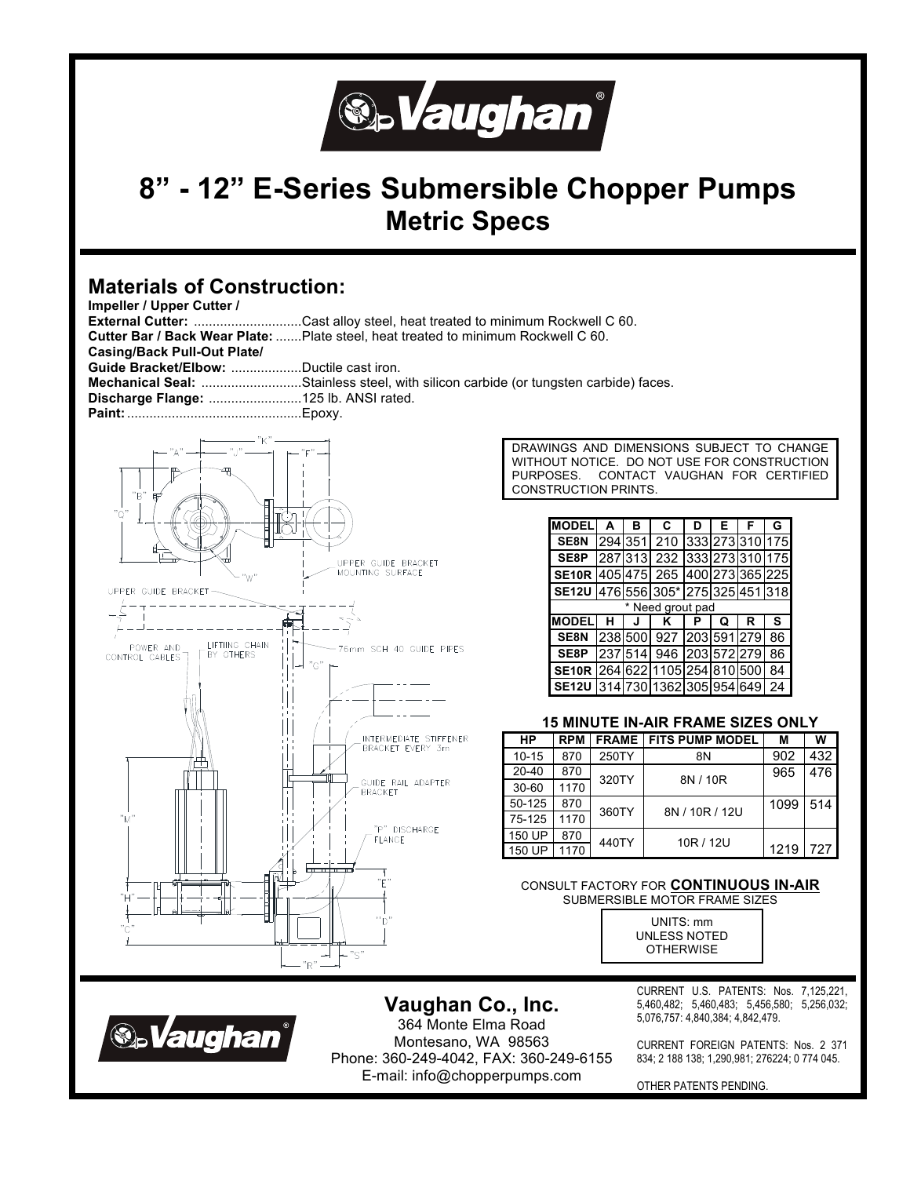# 8" - 12" E-Series Submersible Chopper Pumps
## Metric Specs

## Materials of Construction:

**Impeller / Upper Cutter / External Cutter:** ............................Cast alloy steel, heat treated to minimum Rockwell C 60.
**Cutter Bar / Back Wear Plate:** .......Plate steel, heat treated to minimum Rockwell C 60.
**Casing/Back Pull-Out Plate/ Guide Bracket/Elbow:** ..................Ductile cast iron.
**Mechanical Seal:** ..........................Stainless steel, with silicon carbide (or tungsten carbide) faces.
**Discharge Flange:** .........................125 lb. ANSI rated.
**Paint:**...............................................Epoxy.

"A" "J" "K" "F" "B" "Q" "W" UPPER GUIDE BRACKET MOUNTING SURFACE

UPPER GUIDE BRACKET

POWER AND CONTROL CABLES

LIFTIING CHAIN BY OTHERS

76mm SCH 40 GUIDE PIPES

"G"

INTERMEDIATE STIFFENER BRACKET EVERY 3m

GUIDE RAIL ADAPTER BRACKET

"M"

"P" DISCHARGE FLANGE

"E"

"H"

"C"

"D"

"R"

"S"

DRAWINGS AND DIMENSIONS SUBJECT TO CHANGE WITHOUT NOTICE. DO NOT USE FOR CONSTRUCTION PURPOSES. CONTACT VAUGHAN FOR CERTIFIED CONSTRUCTION PRINTS.

| MODEL | A | B | C | D | E | F | G |
|---|---|---|---|---|---|---|---|
| SE8N | 294 | 351 | 210 | 333 | 273 | 310 | 175 |
| SE8P | 287 | 313 | 232 | 333 | 273 | 310 | 175 |
| SE10R | 405 | 475 | 265 | 400 | 273 | 365 | 225 |
| SE12U | 476 | 556 | 305* | 275 | 325 | 451 | 318 |

\* Need grout pad

| MODEL | H | J | K | P | Q | R | S |
|---|---|---|---|---|---|---|---|
| SE8N | 238 | 500 | 927 | 203 | 591 | 279 | 86 |
| SE8P | 237 | 514 | 946 | 203 | 572 | 279 | 86 |
| SE10R | 264 | 622 | 1105 | 254 | 810 | 500 | 84 |
| SE12U | 314 | 730 | 1362 | 305 | 954 | 649 | 24 |

**15 MINUTE IN-AIR FRAME SIZES ONLY**

| HP | RPM | FRAME | FITS PUMP MODEL | M | W |
|---|---|---|---|---|---|
| 10-15 | 870 | 250TY | 8N | 902 | 432 |
| 20-40 | 870 | 320TY | 8N / 10R | 965 | 476 |
| 30-60 | 1170 | | | | |
| 50-125 | 870 | 360TY | 8N / 10R / 12U | 1099 | 514 |
| 75-125 | 1170 | | | | |
| 150 UP | 870 | 440TY | 10R / 12U | 1219 | 727 |
| 150 UP | 1170 | | | | |

CONSULT FACTORY FOR **CONTINUOUS IN-AIR** SUBMERSIBLE MOTOR FRAME SIZES

UNITS: mm UNLESS NOTED OTHERWISE

## Vaughan Co., Inc.

364 Monte Elma Road
Montesano, WA 98563
Phone: 360-249-4042, FAX: 360-249-6155
E-mail: info@chopperpumps.com

CURRENT U.S. PATENTS: Nos. 7,125,221, 5,460,482; 5,460,483; 5,456,580; 5,256,032; 5,076,757: 4,840,384; 4,842,479.

CURRENT FOREIGN PATENTS: Nos. 2 371 834; 2 188 138; 1,290,981; 276224; 0 774 045.

OTHER PATENTS PENDING.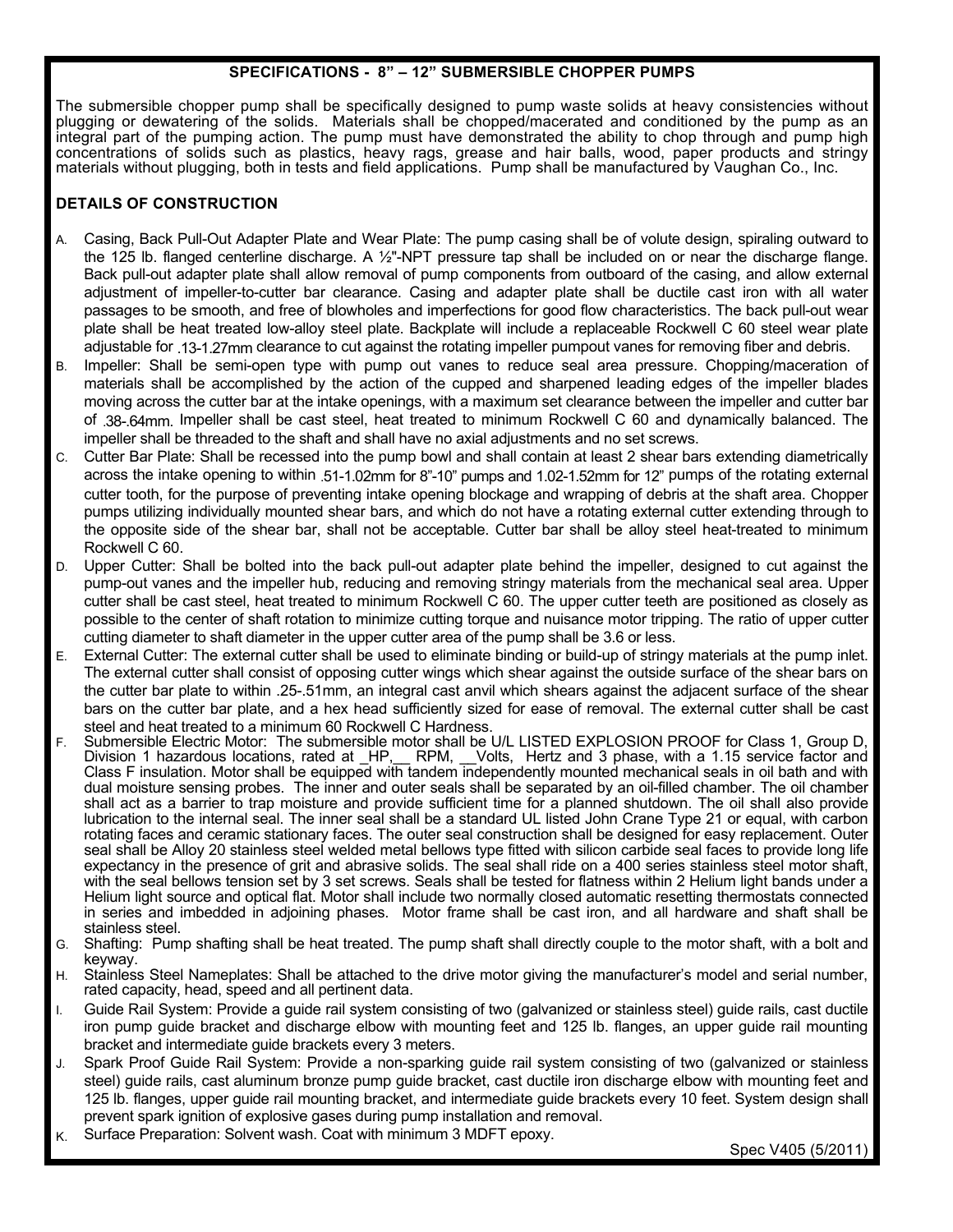## SPECIFICATIONS - 8" – 12" SUBMERSIBLE CHOPPER PUMPS

The submersible chopper pump shall be specifically designed to pump waste solids at heavy consistencies without plugging or dewatering of the solids. Materials shall be chopped/macerated and conditioned by the pump as an integral part of the pumping action. The pump must have demonstrated the ability to chop through and pump high concentrations of solids such as plastics, heavy rags, grease and hair balls, wood, paper products and stringy materials without plugging, both in tests and field applications. Pump shall be manufactured by Vaughan Co., Inc.

### DETAILS OF CONSTRUCTION

A. Casing, Back Pull-Out Adapter Plate and Wear Plate: The pump casing shall be of volute design, spiraling outward to the 125 lb. flanged centerline discharge. A ½"-NPT pressure tap shall be included on or near the discharge flange. Back pull-out adapter plate shall allow removal of pump components from outboard of the casing, and allow external adjustment of impeller-to-cutter bar clearance. Casing and adapter plate shall be ductile cast iron with all water passages to be smooth, and free of blowholes and imperfections for good flow characteristics. The back pull-out wear plate shall be heat treated low-alloy steel plate. Backplate will include a replaceable Rockwell C 60 steel wear plate adjustable for .13-1.27mm clearance to cut against the rotating impeller pumpout vanes for removing fiber and debris.

B. Impeller: Shall be semi-open type with pump out vanes to reduce seal area pressure. Chopping/maceration of materials shall be accomplished by the action of the cupped and sharpened leading edges of the impeller blades moving across the cutter bar at the intake openings, with a maximum set clearance between the impeller and cutter bar of .38-.64mm. Impeller shall be cast steel, heat treated to minimum Rockwell C 60 and dynamically balanced. The impeller shall be threaded to the shaft and shall have no axial adjustments and no set screws.

C. Cutter Bar Plate: Shall be recessed into the pump bowl and shall contain at least 2 shear bars extending diametrically across the intake opening to within .51-1.02mm for 8"-10" pumps and 1.02-1.52mm for 12" pumps of the rotating external cutter tooth, for the purpose of preventing intake opening blockage and wrapping of debris at the shaft area. Chopper pumps utilizing individually mounted shear bars, and which do not have a rotating external cutter extending through to the opposite side of the shear bar, shall not be acceptable. Cutter bar shall be alloy steel heat-treated to minimum Rockwell C 60.

D. Upper Cutter: Shall be bolted into the back pull-out adapter plate behind the impeller, designed to cut against the pump-out vanes and the impeller hub, reducing and removing stringy materials from the mechanical seal area. Upper cutter shall be cast steel, heat treated to minimum Rockwell C 60. The upper cutter teeth are positioned as closely as possible to the center of shaft rotation to minimize cutting torque and nuisance motor tripping. The ratio of upper cutter cutting diameter to shaft diameter in the upper cutter area of the pump shall be 3.6 or less.

E. External Cutter: The external cutter shall be used to eliminate binding or build-up of stringy materials at the pump inlet. The external cutter shall consist of opposing cutter wings which shear against the outside surface of the shear bars on the cutter bar plate to within .25-.51mm, an integral cast anvil which shears against the adjacent surface of the shear bars on the cutter bar plate, and a hex head sufficiently sized for ease of removal. The external cutter shall be cast steel and heat treated to a minimum 60 Rockwell C Hardness.

F. Submersible Electric Motor: The submersible motor shall be U/L LISTED EXPLOSION PROOF for Class 1, Group D, Division 1 hazardous locations, rated at _HP,__ RPM, __Volts, Hertz and 3 phase, with a 1.15 service factor and Class F insulation. Motor shall be equipped with tandem independently mounted mechanical seals in oil bath and with dual moisture sensing probes. The inner and outer seals shall be separated by an oil-filled chamber. The oil chamber shall act as a barrier to trap moisture and provide sufficient time for a planned shutdown. The oil shall also provide lubrication to the internal seal. The inner seal shall be a standard UL listed John Crane Type 21 or equal, with carbon rotating faces and ceramic stationary faces. The outer seal construction shall be designed for easy replacement. Outer seal shall be Alloy 20 stainless steel welded metal bellows type fitted with silicon carbide seal faces to provide long life expectancy in the presence of grit and abrasive solids. The seal shall ride on a 400 series stainless steel motor shaft, with the seal bellows tension set by 3 set screws. Seals shall be tested for flatness within 2 Helium light bands under a Helium light source and optical flat. Motor shall include two normally closed automatic resetting thermostats connected in series and imbedded in adjoining phases. Motor frame shall be cast iron, and all hardware and shaft shall be stainless steel.

G. Shafting: Pump shafting shall be heat treated. The pump shaft shall directly couple to the motor shaft, with a bolt and keyway.

H. Stainless Steel Nameplates: Shall be attached to the drive motor giving the manufacturer's model and serial number, rated capacity, head, speed and all pertinent data.

I. Guide Rail System: Provide a guide rail system consisting of two (galvanized or stainless steel) guide rails, cast ductile iron pump guide bracket and discharge elbow with mounting feet and 125 lb. flanges, an upper guide rail mounting bracket and intermediate guide brackets every 3 meters.

J. Spark Proof Guide Rail System: Provide a non-sparking guide rail system consisting of two (galvanized or stainless steel) guide rails, cast aluminum bronze pump guide bracket, cast ductile iron discharge elbow with mounting feet and 125 lb. flanges, upper guide rail mounting bracket, and intermediate guide brackets every 10 feet. System design shall prevent spark ignition of explosive gases during pump installation and removal.

K. Surface Preparation: Solvent wash. Coat with minimum 3 MDFT epoxy.

Spec V405 (5/2011)